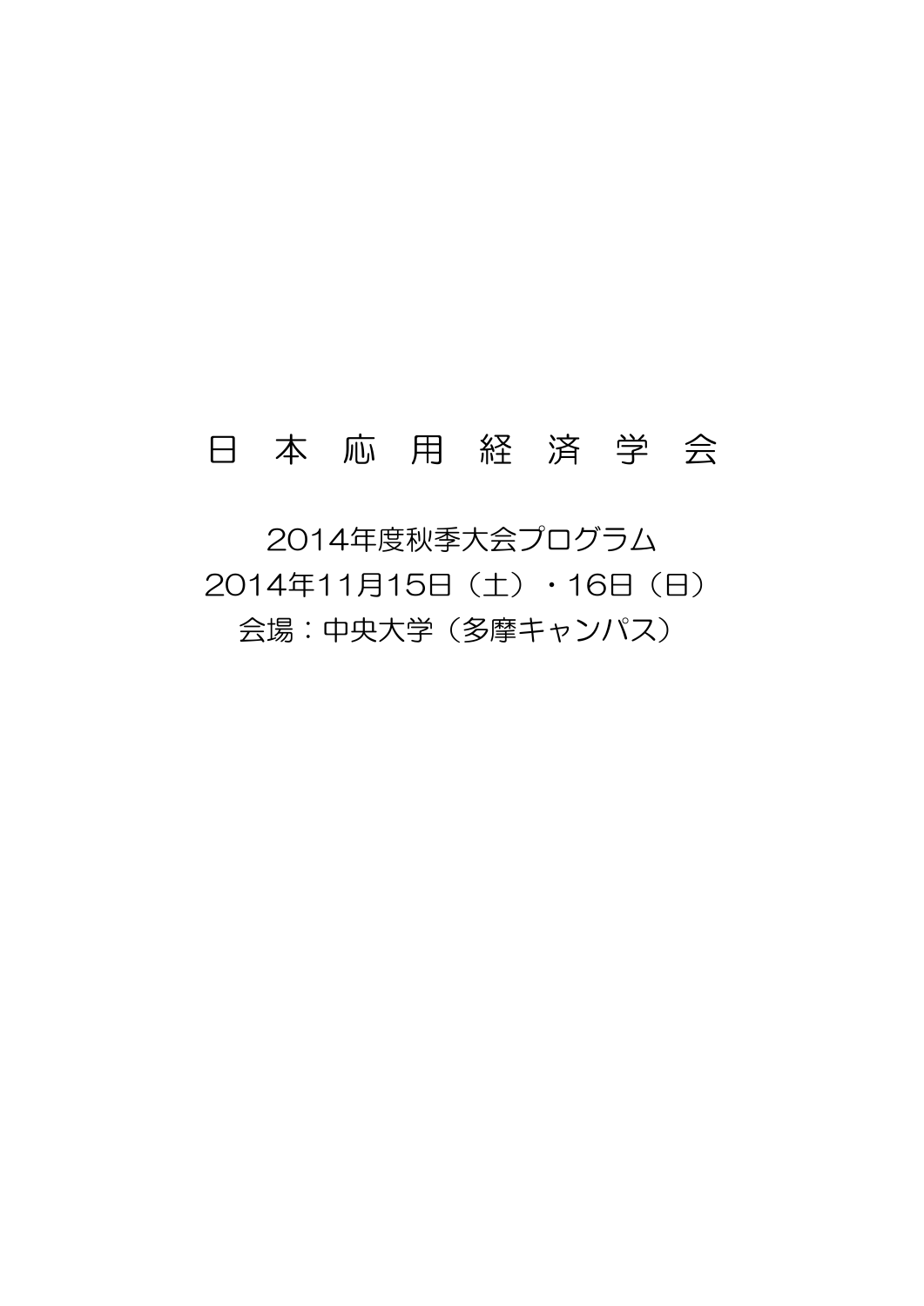# 日 本 応 用 経 済 学 会

2014年度秋季大会プログラム
2014年11月15日（土）・16日（日）
会場：中央大学（多摩キャンパス）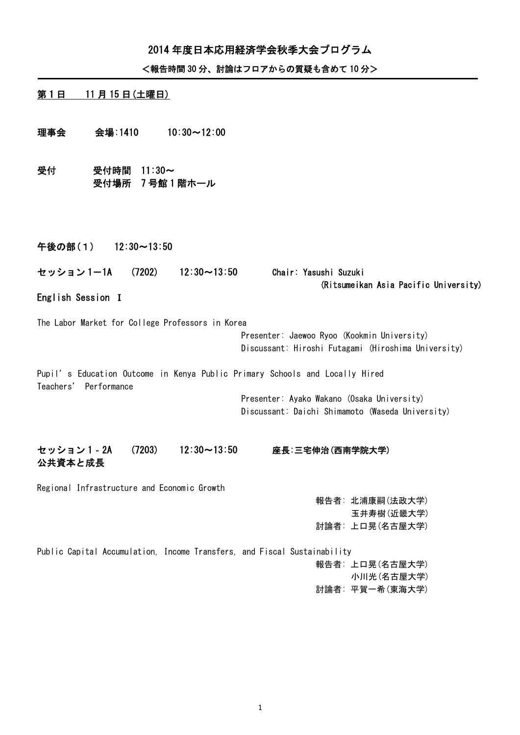# 2014 年度日本応用経済学会秋季大会プログラム

## <報告時間 30 分、討論はフロアからの質疑も含めて 10 分>

---

## 第 1 日　　11 月 15 日(土曜日)

**理事会**　　会場:1410　　10:30〜12:00

**受付**　　受付時間　11:30〜
　　　　受付場所　7 号館 1 階ホール

## 午後の部(1)　　12:30〜13:50

### セッション 1−1A　　(7202)　　12:30〜13:50　　Chair: Yasushi Suzuki (Ritsumeikan Asia Pacific University)

**English Session I**

The Labor Market for College Professors in Korea

Presenter: Jaewoo Ryoo (Kookmin University)
Discussant: Hiroshi Futagami (Hiroshima University)

Pupil's Education Outcome in Kenya Public Primary Schools and Locally Hired Teachers' Performance

Presenter: Ayako Wakano (Osaka University)
Discussant: Daichi Shimamoto (Waseda University)

### セッション 1 - 2A　　(7203)　　12:30〜13:50　　座長:三宅伸治(西南学院大学)

**公共資本と成長**

Regional Infrastructure and Economic Growth

報告者: 北浦康嗣(法政大学)
　　　　玉井寿樹(近畿大学)
討論者: 上口晃(名古屋大学)

Public Capital Accumulation, Income Transfers, and Fiscal Sustainability

報告者: 上口晃(名古屋大学)
　　　　小川光(名古屋大学)
討論者: 平賀一希(東海大学)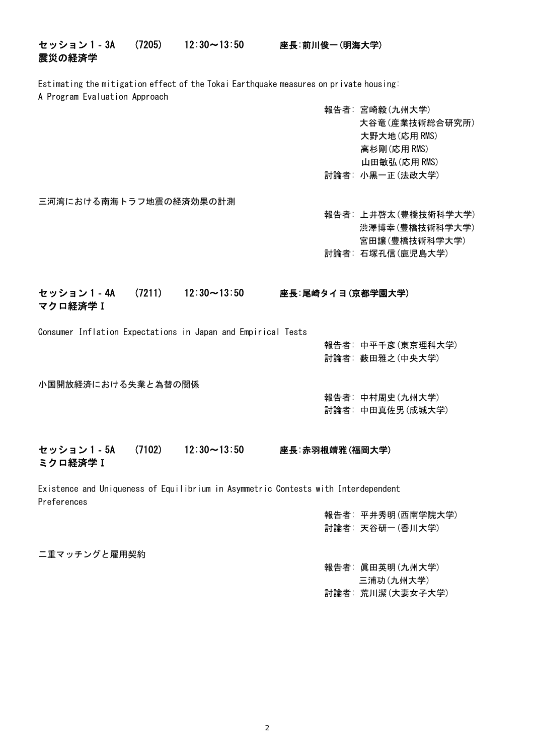## セッション１-3A　(7205)　12:30～13:50　座長:前川俊一(明海大学)
## 震災の経済学

Estimating the mitigation effect of the Tokai Earthquake measures on private housing: A Program Evaluation Approach

報告者: 宮崎毅(九州大学)
大谷竜(産業技術総合研究所)
大野大地(応用 RMS)
高杉剛(応用 RMS)
山田敏弘(応用 RMS)
討論者: 小黒一正(法政大学)

三河湾における南海トラフ地震の経済効果の計測

報告者: 上井啓太(豊橋技術科学大学)
渋澤博幸(豊橋技術科学大学)
宮田譲(豊橋技術科学大学)
討論者: 石塚孔信(鹿児島大学)

## セッション１-4A　(7211)　12:30～13:50　座長:尾崎タイヨ(京都学園大学)
## マクロ経済学Ｉ

Consumer Inflation Expectations in Japan and Empirical Tests

報告者: 中平千彦(東京理科大学)
討論者: 薮田雅之(中央大学)

小国開放経済における失業と為替の関係

報告者: 中村周史(九州大学)
討論者: 中田真佐男(成城大学)

## セッション１-5A　(7102)　12:30～13:50　座長:赤羽根靖雅(福岡大学)
## ミクロ経済学Ｉ

Existence and Uniqueness of Equilibrium in Asymmetric Contests with Interdependent Preferences

報告者: 平井秀明(西南学院大学)
討論者: 天谷研一(香川大学)

二重マッチングと雇用契約

報告者: 眞田英明(九州大学)
三浦功(九州大学)
討論者: 荒川潔(大妻女子大学)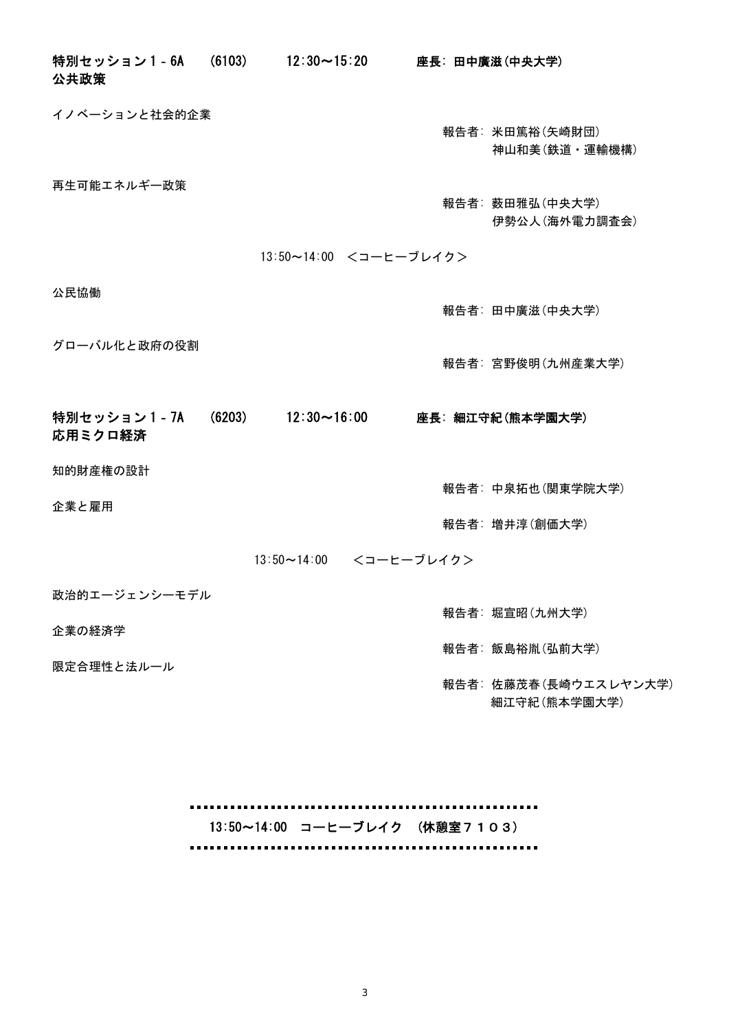**特別セッション１-6A　(6103)　12:30～15:20　座長: 田中廣滋(中央大学)**
**公共政策**

イノベーションと社会的企業

報告者: 米田篤裕(矢崎財団)
神山和美(鉄道・運輸機構)

再生可能エネルギー政策

報告者: 薮田雅弘(中央大学)
伊勢公人(海外電力調査会)

13:50～14:00　＜コーヒーブレイク＞

公民協働

報告者: 田中廣滋(中央大学)

グローバル化と政府の役割

報告者: 宮野俊明(九州産業大学)

**特別セッション１-7A　(6203)　12:30～16:00　座長: 細江守紀(熊本学園大学)**
**応用ミクロ経済**

知的財産権の設計

報告者: 中泉拓也(関東学院大学)

企業と雇用

報告者: 増井淳(創価大学)

13:50～14:00　＜コーヒーブレイク＞

政治的エージェンシーモデル

報告者: 堀宣昭(九州大学)

企業の経済学

報告者: 飯島裕胤(弘前大学)

限定合理性と法ルール

報告者: 佐藤茂春(長崎ウエスレヤン大学)
細江守紀(熊本学園大学)

**13:50～14:00　コーヒーブレイク　(休憩室７１０３)**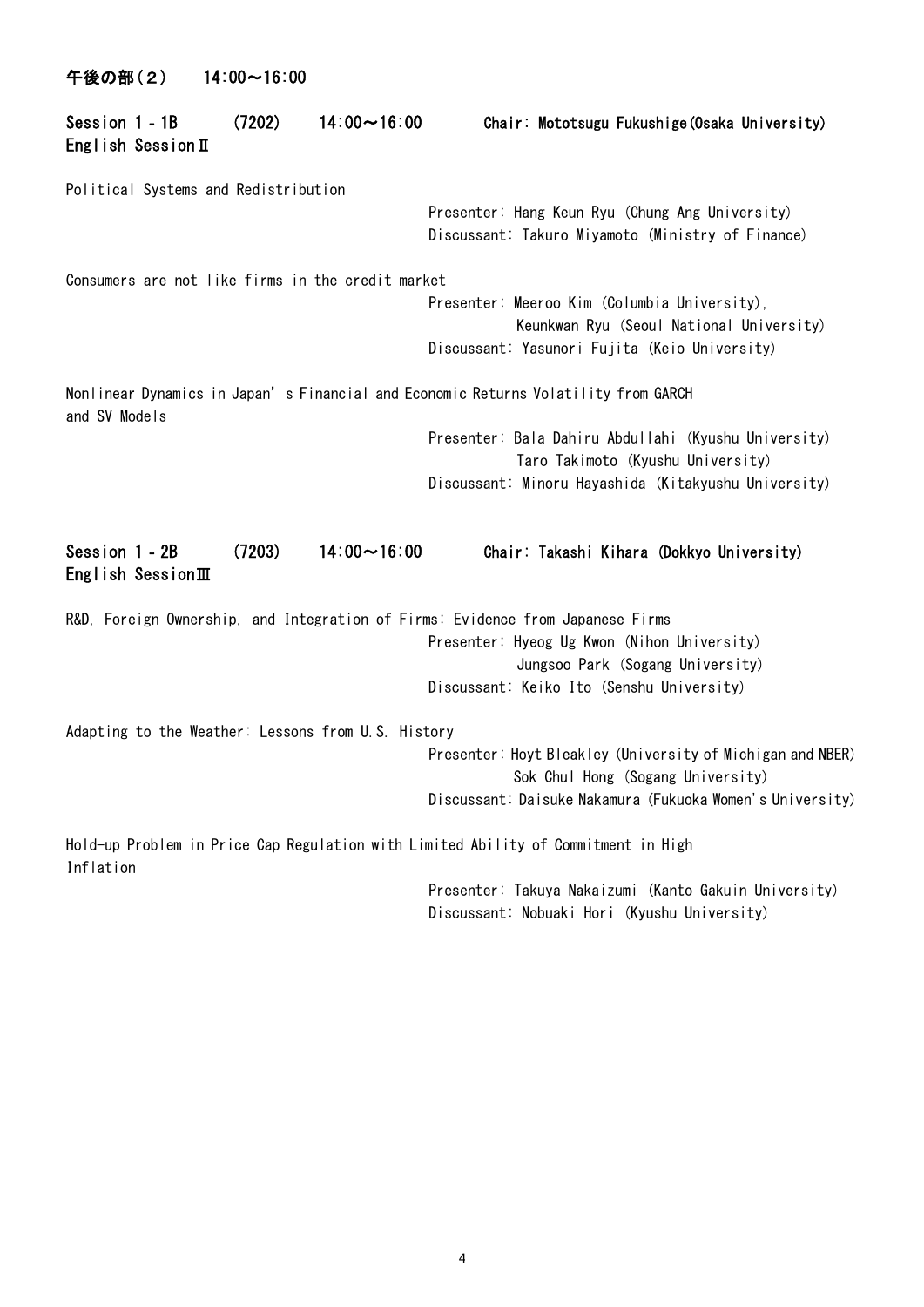## 午後の部（2）　14:00～16:00

### Session 1 - 1B　(7202)　14:00～16:00　Chair: Mototsugu Fukushige(Osaka University)
### English SessionⅡ

Political Systems and Redistribution

Presenter: Hang Keun Ryu (Chung Ang University)
Discussant: Takuro Miyamoto (Ministry of Finance)

Consumers are not like firms in the credit market

Presenter: Meeroo Kim (Columbia University),
Keunkwan Ryu (Seoul National University)
Discussant: Yasunori Fujita (Keio University)

Nonlinear Dynamics in Japan's Financial and Economic Returns Volatility from GARCH and SV Models

Presenter: Bala Dahiru Abdullahi (Kyushu University)
Taro Takimoto (Kyushu University)
Discussant: Minoru Hayashida (Kitakyushu University)

### Session 1 - 2B　(7203)　14:00～16:00　Chair: Takashi Kihara (Dokkyo University)
### English SessionⅢ

R&D, Foreign Ownership, and Integration of Firms: Evidence from Japanese Firms

Presenter: Hyeog Ug Kwon (Nihon University)
Jungsoo Park (Sogang University)
Discussant: Keiko Ito (Senshu University)

Adapting to the Weather: Lessons from U.S. History

Presenter: Hoyt Bleakley (University of Michigan and NBER)
Sok Chul Hong (Sogang University)
Discussant: Daisuke Nakamura (Fukuoka Women's University)

Hold-up Problem in Price Cap Regulation with Limited Ability of Commitment in High Inflation

Presenter: Takuya Nakaizumi (Kanto Gakuin University)
Discussant: Nobuaki Hori (Kyushu University)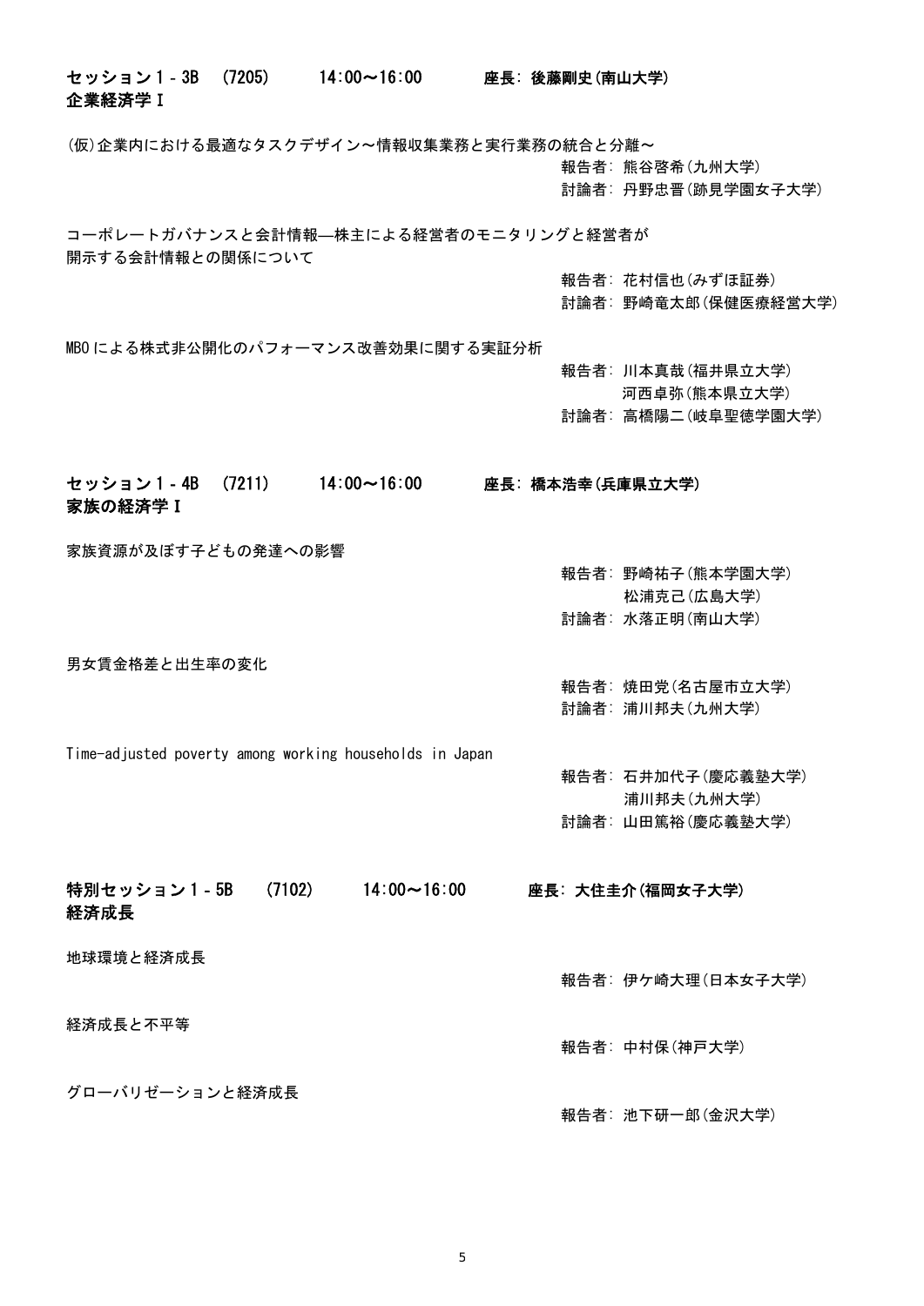### セッション１-3B　(7205)　　14:00～16:00　　座長: 後藤剛史(南山大学)
### 企業経済学Ⅰ

(仮)企業内における最適なタスクデザイン～情報収集業務と実行業務の統合と分離～

報告者: 熊谷啓希(九州大学)
討論者: 丹野忠晋(跡見学園女子大学)

コーポレートガバナンスと会計情報―株主による経営者のモニタリングと経営者が開示する会計情報との関係について

報告者: 花村信也(みずほ証券)
討論者: 野崎竜太郎(保健医療経営大学)

MBOによる株式非公開化のパフォーマンス改善効果に関する実証分析

報告者: 川本真哉(福井県立大学)
　　　　河西卓弥(熊本県立大学)
討論者: 高橋陽二(岐阜聖徳学園大学)

### セッション１-4B　(7211)　　14:00～16:00　　座長: 橋本浩幸(兵庫県立大学)
### 家族の経済学Ⅰ

家族資源が及ぼす子どもの発達への影響

報告者: 野崎祐子(熊本学園大学)
　　　　松浦克己(広島大学)
討論者: 水落正明(南山大学)

男女賃金格差と出生率の変化

報告者: 焼田党(名古屋市立大学)
討論者: 浦川邦夫(九州大学)

Time-adjusted poverty among working households in Japan

報告者: 石井加代子(慶応義塾大学)
　　　　浦川邦夫(九州大学)
討論者: 山田篤裕(慶応義塾大学)

### 特別セッション１-5B　(7102)　　14:00～16:00　　座長: 大住圭介(福岡女子大学)
### 経済成長

地球環境と経済成長

報告者: 伊ケ崎大理(日本女子大学)

経済成長と不平等

報告者: 中村保(神戸大学)

グローバリゼーションと経済成長

報告者: 池下研一郎(金沢大学)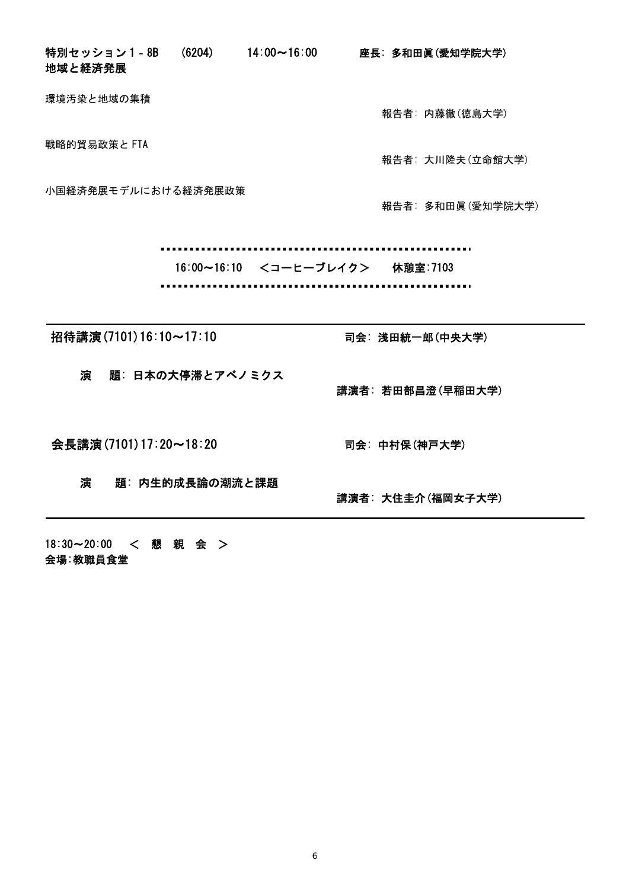**特別セッション1 - 8B　(6204)　14:00～16:00　座長: 多和田眞(愛知学院大学)**
**地域と経済発展**

環境汚染と地域の集積

報告者: 内藤徹(徳島大学)

戦略的貿易政策と FTA

報告者: 大川隆夫(立命館大学)

小国経済発展モデルにおける経済発展政策

報告者: 多和田眞(愛知学院大学)

16:00～16:10　<コーヒーブレイク>　**休憩室:7103**

---

**招待講演(7101)16:10～17:10　司会: 浅田統一郎(中央大学)**

**演　題: 日本の大停滞とアベノミクス**

**講演者: 若田部昌澄(早稲田大学)**

**会長講演(7101)17:20～18:20　司会: 中村保(神戸大学)**

**演　題: 内生的成長論の潮流と課題**

**講演者: 大住圭介(福岡女子大学)**

---

18:30～20:00　< **懇　親　会** >
**会場:教職員食堂**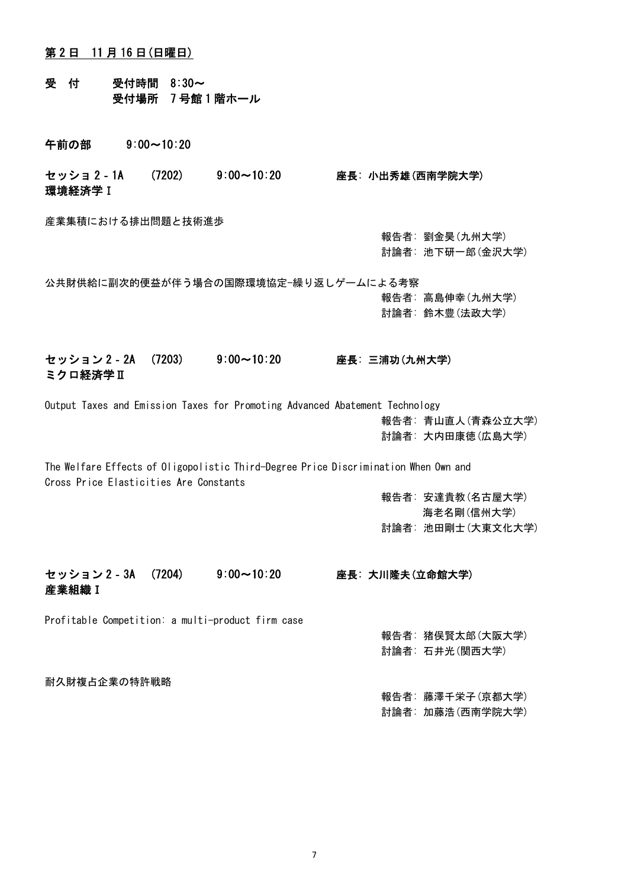## 第2日　11月16日(日曜日)

**受　付**　　**受付時間　8:30～**
　　　　　　**受付場所　7号館1階ホール**

## 午前の部　　9:00～10:20

### セッショ2-1A　(7202)　9:00～10:20　座長: 小出秀雄(西南学院大学)
### 環境経済学Ⅰ

産業集積における排出問題と技術進歩

報告者: 劉金昊(九州大学)
討論者: 池下研一郎(金沢大学)

公共財供給に副次的便益が伴う場合の国際環境協定-繰り返しゲームによる考察

報告者: 高島伸幸(九州大学)
討論者: 鈴木豊(法政大学)

### セッション2-2A　(7203)　9:00～10:20　座長: 三浦功(九州大学)
### ミクロ経済学Ⅱ

Output Taxes and Emission Taxes for Promoting Advanced Abatement Technology

報告者: 青山直人(青森公立大学)
討論者: 大内田康徳(広島大学)

The Welfare Effects of Oligopolistic Third-Degree Price Discrimination When Own and Cross Price Elasticities Are Constants

報告者: 安達貴教(名古屋大学)
　　　　海老名剛(信州大学)
討論者: 池田剛士(大東文化大学)

### セッション2-3A　(7204)　9:00～10:20　座長: 大川隆夫(立命館大学)
### 産業組織Ⅰ

Profitable Competition: a multi-product firm case

報告者: 猪俣賢太郎(大阪大学)
討論者: 石井光(関西大学)

耐久財複占企業の特許戦略

報告者: 藤澤千栄子(京都大学)
討論者: 加藤浩(西南学院大学)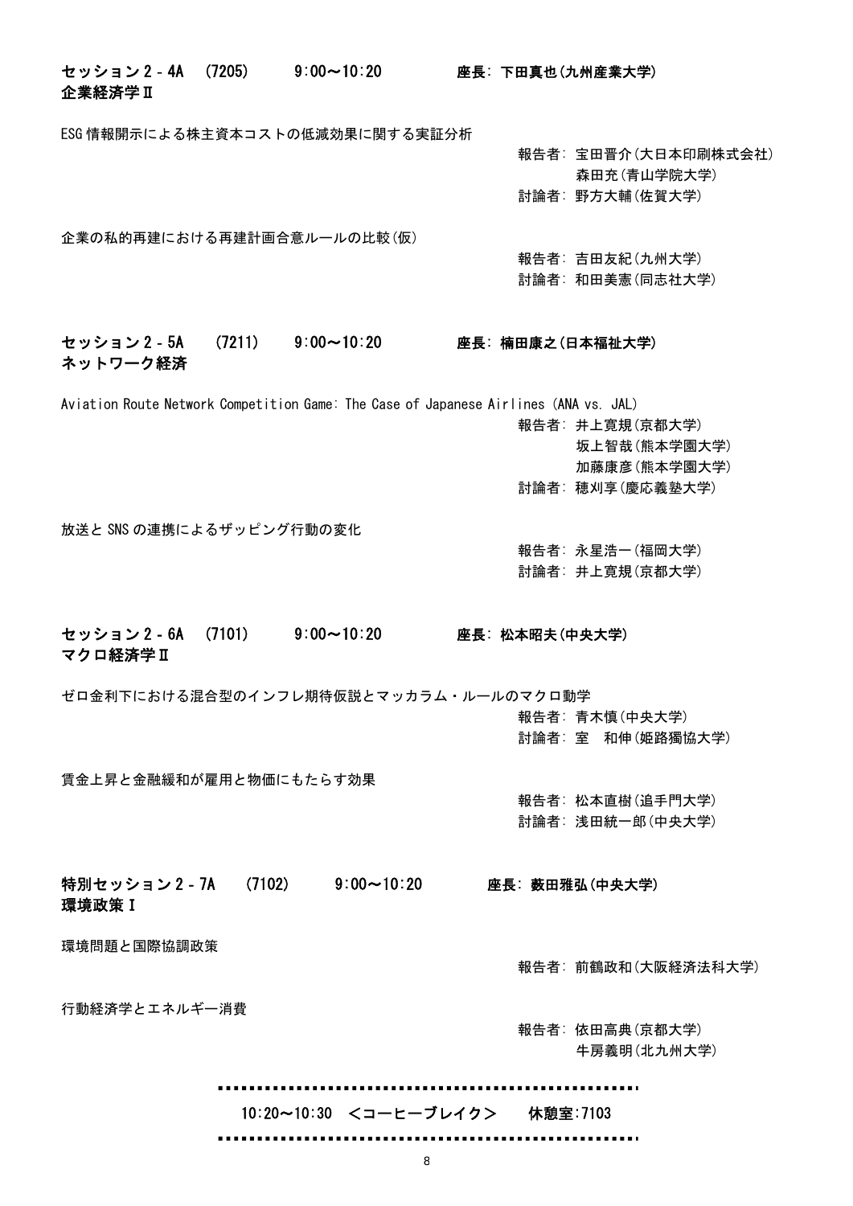## セッション2-4A (7205) 9:00～10:20 座長: 下田真也(九州産業大学)
## 企業経済学Ⅱ

ESG 情報開示による株主資本コストの低減効果に関する実証分析

報告者: 宝田晋介(大日本印刷株式会社)
森田充(青山学院大学)
討論者: 野方大輔(佐賀大学)

企業の私的再建における再建計画合意ルールの比較(仮)

報告者: 吉田友紀(九州大学)
討論者: 和田美憲(同志社大学)

## セッション2-5A (7211) 9:00～10:20 座長: 楠田康之(日本福祉大学)
## ネットワーク経済

Aviation Route Network Competition Game: The Case of Japanese Airlines (ANA vs. JAL)

報告者: 井上寛規(京都大学)
坂上智哉(熊本学園大学)
加藤康彦(熊本学園大学)
討論者: 穂刈享(慶応義塾大学)

放送と SNS の連携によるザッピング行動の変化

報告者: 永星浩一(福岡大学)
討論者: 井上寛規(京都大学)

## セッション2-6A (7101) 9:00～10:20 座長: 松本昭夫(中央大学)
## マクロ経済学Ⅱ

ゼロ金利下における混合型のインフレ期待仮説とマッカラム・ルールのマクロ動学

報告者: 青木慎(中央大学)
討論者: 室 和伸(姫路獨協大学)

賃金上昇と金融緩和が雇用と物価にもたらす効果

報告者: 松本直樹(追手門大学)
討論者: 浅田統一郎(中央大学)

## 特別セッション2-7A (7102) 9:00～10:20 座長: 藪田雅弘(中央大学)
## 環境政策Ⅰ

環境問題と国際協調政策

報告者: 前鶴政和(大阪経済法科大学)

行動経済学とエネルギー消費

報告者: 依田高典(京都大学)
牛房義明(北九州大学)

10:20～10:30 <コーヒーブレイク> 休憩室:7103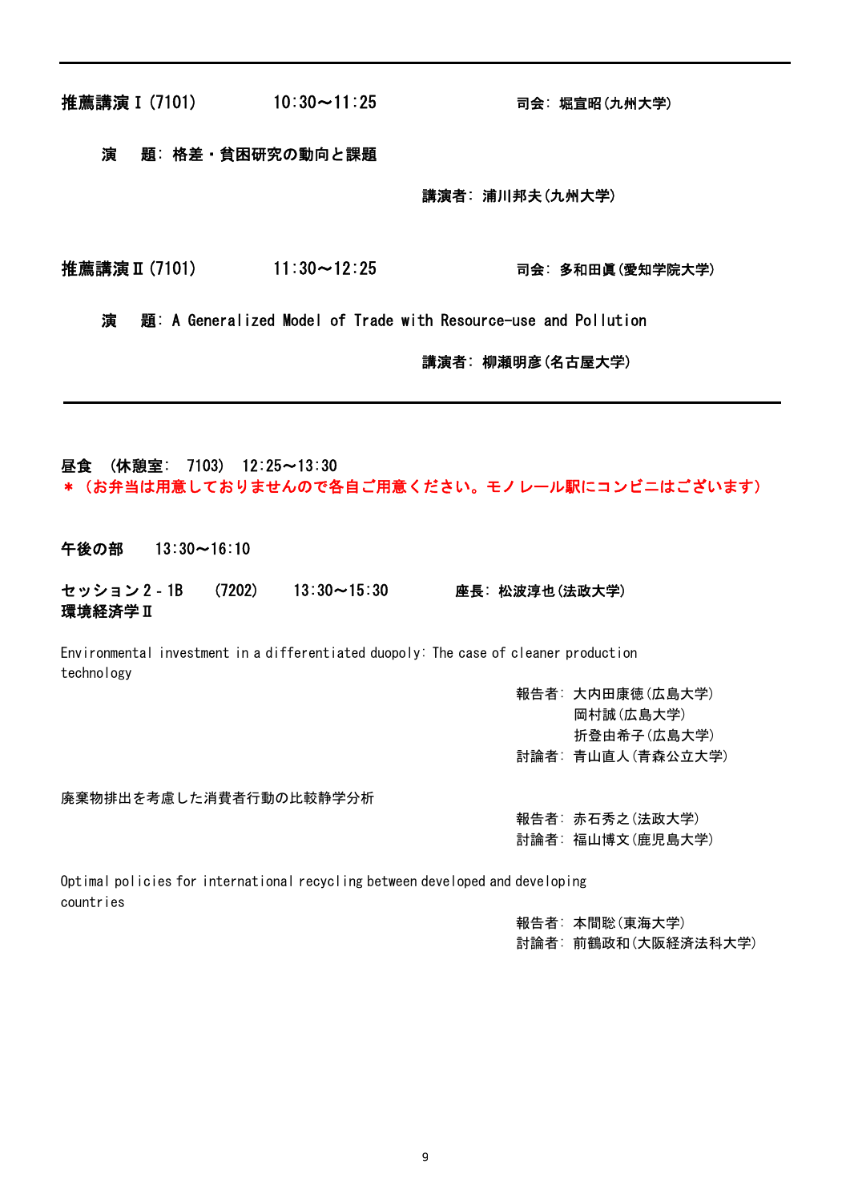---

**推薦講演Ⅰ(7101)　　　10:30～11:25　　　　　司会: 堀宣昭(九州大学)**

**演　題: 格差・貧困研究の動向と課題**

**講演者: 浦川邦夫(九州大学)**

**推薦講演Ⅱ(7101)　　　11:30～12:25　　　　　司会: 多和田眞(愛知学院大学)**

**演　題: A Generalized Model of Trade with Resource-use and Pollution**

**講演者: 柳瀬明彦(名古屋大学)**

---

**昼食 (休憩室: 7103) 12:25～13:30**
**＊(お弁当は用意しておりませんので各自ご用意ください。モノレール駅にコンビニはございます)**

**午後の部　　13:30～16:10**

**セッション2-1B　(7202)　13:30～15:30　　　座長: 松波淳也(法政大学)**
**環境経済学Ⅱ**

Environmental investment in a differentiated duopoly: The case of cleaner production technology

報告者: 大内田康徳(広島大学)
　　　　岡村誠(広島大学)
　　　　折登由希子(広島大学)
討論者: 青山直人(青森公立大学)

廃棄物排出を考慮した消費者行動の比較静学分析

報告者: 赤石秀之(法政大学)
討論者: 福山博文(鹿児島大学)

Optimal policies for international recycling between developed and developing countries

報告者: 本間聡(東海大学)
討論者: 前鶴政和(大阪経済法科大学)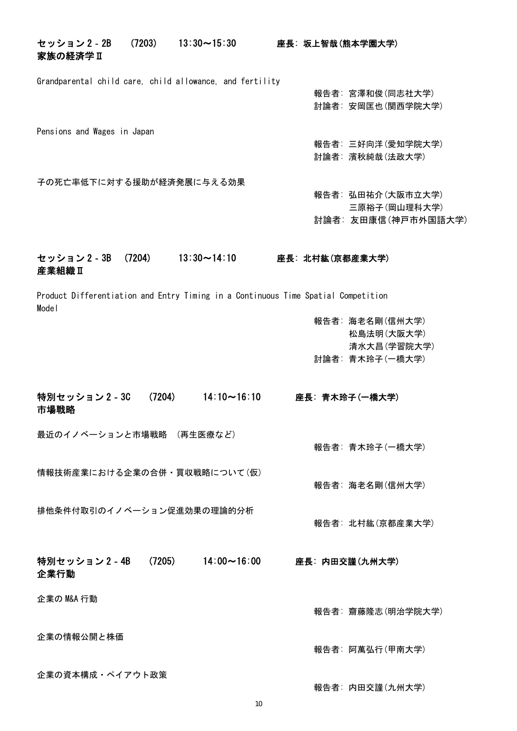## セッション２-２B　(7203)　13:30～15:30　座長: 坂上智哉(熊本学園大学)
## 家族の経済学Ⅱ

Grandparental child care, child allowance, and fertility

報告者: 宮澤和俊(同志社大学)
討論者: 安岡匡也(関西学院大学)

Pensions and Wages in Japan

報告者: 三好向洋(愛知学院大学)
討論者: 濱秋純哉(法政大学)

子の死亡率低下に対する援助が経済発展に与える効果

報告者: 弘田祐介(大阪市立大学)
　　　　三原裕子(岡山理科大学)
討論者: 友田康信(神戸市外国語大学)

## セッション２-３B　(7204)　13:30～14:10　座長: 北村紘(京都産業大学)
## 産業組織Ⅱ

Product Differentiation and Entry Timing in a Continuous Time Spatial Competition Model

報告者: 海老名剛(信州大学)
　　　　松島法明(大阪大学)
　　　　清水大昌(学習院大学)
討論者: 青木玲子(一橋大学)

## 特別セッション２-３C　(7204)　14:10～16:10　座長: 青木玲子(一橋大学)
## 市場戦略

最近のイノベーションと市場戦略　(再生医療など)

報告者: 青木玲子(一橋大学)

情報技術産業における企業の合併・買収戦略について(仮)

報告者: 海老名剛(信州大学)

排他条件付取引のイノベーション促進効果の理論的分析

報告者: 北村紘(京都産業大学)

## 特別セッション２-４B　(7205)　14:00～16:00　座長: 内田交謹(九州大学)
## 企業行動

企業の M&A 行動

報告者: 齋藤隆志(明治学院大学)

企業の情報公開と株価

報告者: 阿萬弘行(甲南大学)

企業の資本構成・ペイアウト政策

報告者: 内田交謹(九州大学)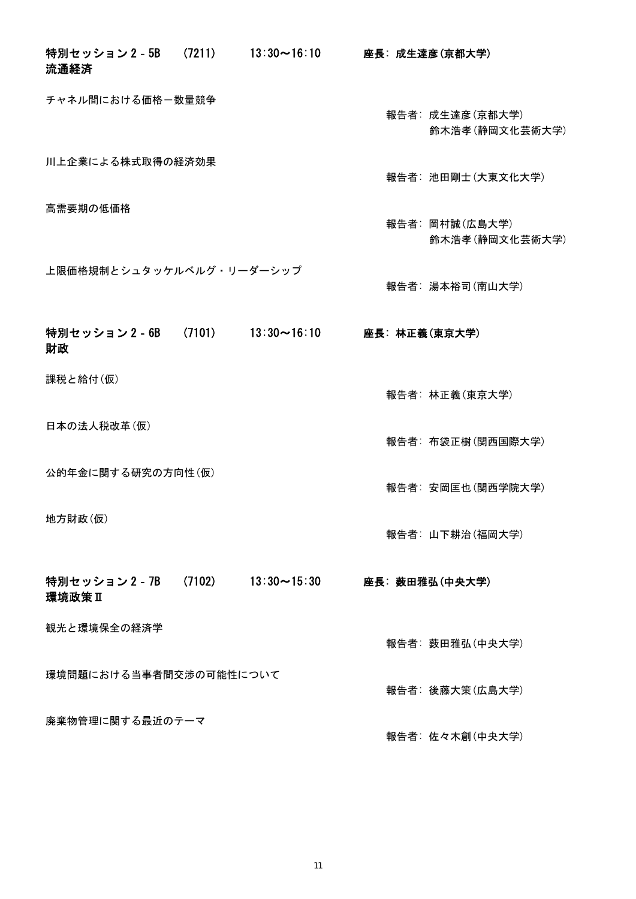## 特別セッション 2 - 5B　(7211)　13:30〜16:10　座長: 成生達彦(京都大学)
## 流通経済

チャネル間における価格－数量競争

報告者: 成生達彦(京都大学)
鈴木浩孝(静岡文化芸術大学)

川上企業による株式取得の経済効果

報告者: 池田剛士(大東文化大学)

高需要期の低価格

報告者: 岡村誠(広島大学)
鈴木浩孝(静岡文化芸術大学)

上限価格規制とシュタッケルベルグ・リーダーシップ

報告者: 湯本裕司(南山大学)

## 特別セッション 2 - 6B　(7101)　13:30〜16:10　座長: 林正義(東京大学)
## 財政

課税と給付(仮)

報告者: 林正義(東京大学)

日本の法人税改革(仮)

報告者: 布袋正樹(関西国際大学)

公的年金に関する研究の方向性(仮)

報告者: 安岡匡也(関西学院大学)

地方財政(仮)

報告者: 山下耕治(福岡大学)

## 特別セッション 2 - 7B　(7102)　13:30〜15:30　座長: 薮田雅弘(中央大学)
## 環境政策Ⅱ

観光と環境保全の経済学

報告者: 薮田雅弘(中央大学)

環境問題における当事者間交渉の可能性について

報告者: 後藤大策(広島大学)

廃棄物管理に関する最近のテーマ

報告者: 佐々木創(中央大学)